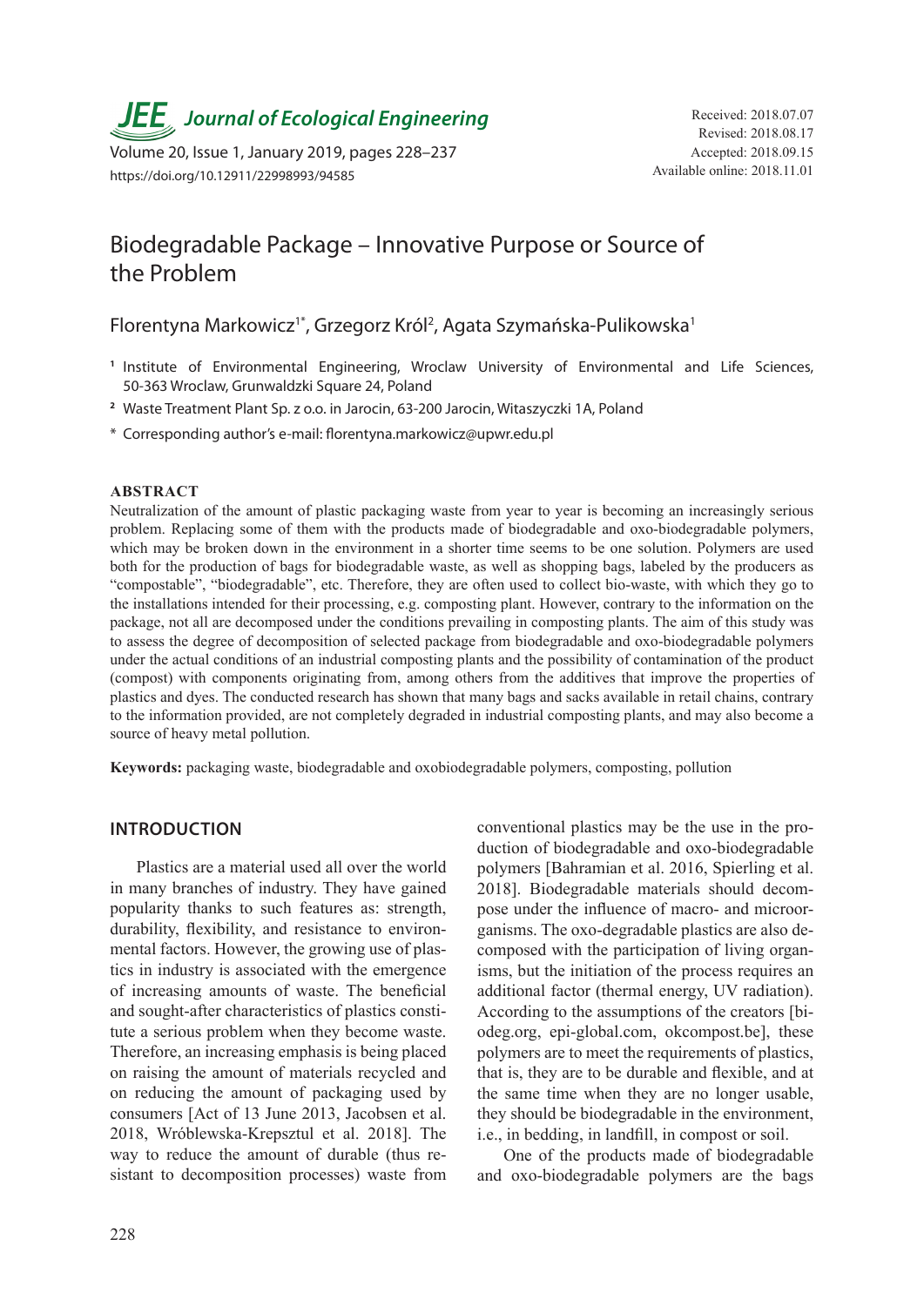# Biodegradable Package – Innovative Purpose or Source of the Problem

Florentyna Markowicz[1*], Grzegorz Król[2], Agata Szymańska-Pulikowska[1]

[1] Institute of Environmental Engineering, Wroclaw University of Environmental and Life Sciences, 50-363 Wroclaw, Grunwaldzki Square 24, Poland

[2] Waste Treatment Plant Sp. z o.o. in Jarocin, 63-200 Jarocin, Witaszyczki 1A, Poland

* Corresponding author's e-mail: florentyna.markowicz@upwr.edu.pl

Received: 2018.07.07
Revised: 2018.08.17
Accepted: 2018.09.15
Available online: 2018.11.01

https://doi.org/10.12911/22998993/94585

## ABSTRACT

Neutralization of the amount of plastic packaging waste from year to year is becoming an increasingly serious problem. Replacing some of them with the products made of biodegradable and oxo-biodegradable polymers, which may be broken down in the environment in a shorter time seems to be one solution. Polymers are used both for the production of bags for biodegradable waste, as well as shopping bags, labeled by the producers as "compostable", "biodegradable", etc. Therefore, they are often used to collect bio-waste, with which they go to the installations intended for their processing, e.g. composting plant. However, contrary to the information on the package, not all are decomposed under the conditions prevailing in composting plants. The aim of this study was to assess the degree of decomposition of selected package from biodegradable and oxo-biodegradable polymers under the actual conditions of an industrial composting plants and the possibility of contamination of the product (compost) with components originating from, among others from the additives that improve the properties of plastics and dyes. The conducted research has shown that many bags and sacks available in retail chains, contrary to the information provided, are not completely degraded in industrial composting plants, and may also become a source of heavy metal pollution.

**Keywords:** packaging waste, biodegradable and oxobiodegradable polymers, composting, pollution

## INTRODUCTION

Plastics are a material used all over the world in many branches of industry. They have gained popularity thanks to such features as: strength, durability, flexibility, and resistance to environmental factors. However, the growing use of plastics in industry is associated with the emergence of increasing amounts of waste. The beneficial and sought-after characteristics of plastics constitute a serious problem when they become waste. Therefore, an increasing emphasis is being placed on raising the amount of materials recycled and on reducing the amount of packaging used by consumers [Act of 13 June 2013, Jacobsen et al. 2018, Wróblewska-Krepsztul et al. 2018]. The way to reduce the amount of durable (thus resistant to decomposition processes) waste from conventional plastics may be the use in the production of biodegradable and oxo-biodegradable polymers [Bahramian et al. 2016, Spierling et al. 2018]. Biodegradable materials should decompose under the influence of macro- and microorganisms. The oxo-degradable plastics are also decomposed with the participation of living organisms, but the initiation of the process requires an additional factor (thermal energy, UV radiation). According to the assumptions of the creators [biodeg.org, epi-global.com, okcompost.be], these polymers are to meet the requirements of plastics, that is, they are to be durable and flexible, and at the same time when they are no longer usable, they should be biodegradable in the environment, i.e., in bedding, in landfill, in compost or soil.

One of the products made of biodegradable and oxo-biodegradable polymers are the bags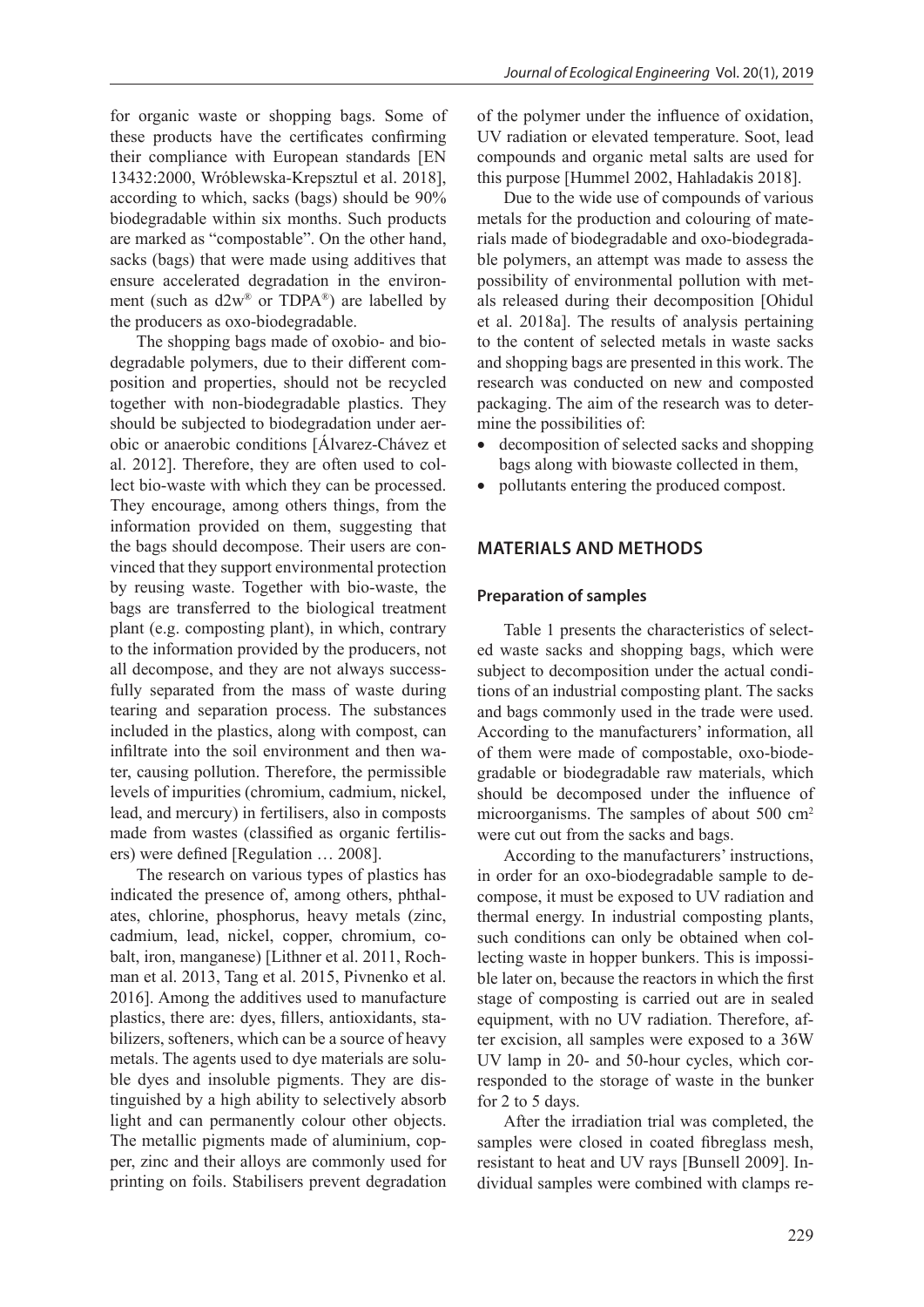for organic waste or shopping bags. Some of these products have the certificates confirming their compliance with European standards [EN 13432:2000, Wróblewska-Krepsztul et al. 2018], according to which, sacks (bags) should be 90% biodegradable within six months. Such products are marked as "compostable". On the other hand, sacks (bags) that were made using additives that ensure accelerated degradation in the environment (such as d2w® or TDPA®) are labelled by the producers as oxo-biodegradable.

The shopping bags made of oxobio- and biodegradable polymers, due to their different composition and properties, should not be recycled together with non-biodegradable plastics. They should be subjected to biodegradation under aerobic or anaerobic conditions [Álvarez-Chávez et al. 2012]. Therefore, they are often used to collect bio-waste with which they can be processed. They encourage, among others things, from the information provided on them, suggesting that the bags should decompose. Their users are convinced that they support environmental protection by reusing waste. Together with bio-waste, the bags are transferred to the biological treatment plant (e.g. composting plant), in which, contrary to the information provided by the producers, not all decompose, and they are not always successfully separated from the mass of waste during tearing and separation process. The substances included in the plastics, along with compost, can infiltrate into the soil environment and then water, causing pollution. Therefore, the permissible levels of impurities (chromium, cadmium, nickel, lead, and mercury) in fertilisers, also in composts made from wastes (classified as organic fertilisers) were defined [Regulation … 2008].

The research on various types of plastics has indicated the presence of, among others, phthalates, chlorine, phosphorus, heavy metals (zinc, cadmium, lead, nickel, copper, chromium, cobalt, iron, manganese) [Lithner et al. 2011, Rochman et al. 2013, Tang et al. 2015, Pivnenko et al. 2016]. Among the additives used to manufacture plastics, there are: dyes, fillers, antioxidants, stabilizers, softeners, which can be a source of heavy metals. The agents used to dye materials are soluble dyes and insoluble pigments. They are distinguished by a high ability to selectively absorb light and can permanently colour other objects. The metallic pigments made of aluminium, copper, zinc and their alloys are commonly used for printing on foils. Stabilisers prevent degradation of the polymer under the influence of oxidation, UV radiation or elevated temperature. Soot, lead compounds and organic metal salts are used for this purpose [Hummel 2002, Hahladakis 2018].

Due to the wide use of compounds of various metals for the production and colouring of materials made of biodegradable and oxo-biodegradable polymers, an attempt was made to assess the possibility of environmental pollution with metals released during their decomposition [Ohidul et al. 2018a]. The results of analysis pertaining to the content of selected metals in waste sacks and shopping bags are presented in this work. The research was conducted on new and composted packaging. The aim of the research was to determine the possibilities of:

- decomposition of selected sacks and shopping bags along with biowaste collected in them,
- pollutants entering the produced compost.

## MATERIALS AND METHODS

### Preparation of samples

Table 1 presents the characteristics of selected waste sacks and shopping bags, which were subject to decomposition under the actual conditions of an industrial composting plant. The sacks and bags commonly used in the trade were used. According to the manufacturers' information, all of them were made of compostable, oxo-biodegradable or biodegradable raw materials, which should be decomposed under the influence of microorganisms. The samples of about 500 $cm^2$ were cut out from the sacks and bags.

According to the manufacturers' instructions, in order for an oxo-biodegradable sample to decompose, it must be exposed to UV radiation and thermal energy. In industrial composting plants, such conditions can only be obtained when collecting waste in hopper bunkers. This is impossible later on, because the reactors in which the first stage of composting is carried out are in sealed equipment, with no UV radiation. Therefore, after excision, all samples were exposed to a 36W UV lamp in 20- and 50-hour cycles, which corresponded to the storage of waste in the bunker for 2 to 5 days.

After the irradiation trial was completed, the samples were closed in coated fibreglass mesh, resistant to heat and UV rays [Bunsell 2009]. Individual samples were combined with clamps re-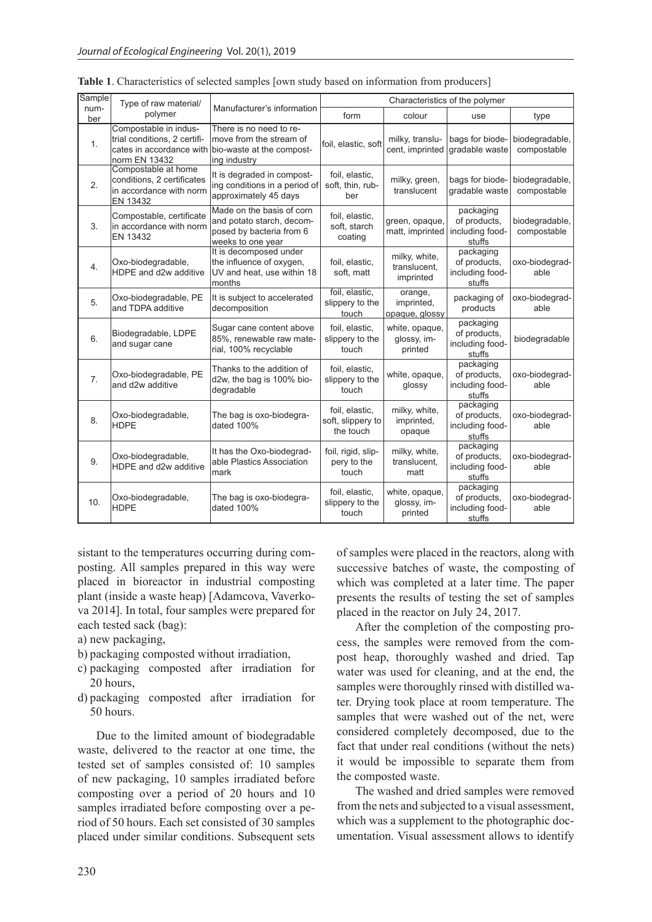**Table 1**. Characteristics of selected samples [own study based on information from producers]

| Sample number | Type of raw material/ polymer | Manufacturer's information | Characteristics of the polymer | | | |
|---|---|---|---|---|---|---|
| | | | form | colour | use | type |
| 1. | Compostable in industrial conditions, 2 certificates in accordance with norm EN 13432 | There is no need to remove from the stream of bio-waste at the composting industry | foil, elastic, soft | milky, translucent, imprinted | bags for biodegradable waste | biodegradable, compostable |
| 2. | Compostable at home conditions, 2 certificates in accordance with norm EN 13432 | It is degraded in composting conditions in a period of approximately 45 days | foil, elastic, soft, thin, rubber | milky, green, translucent | bags for biodegradable waste | biodegradable, compostable |
| 3. | Compostable, certificate in accordance with norm EN 13432 | Made on the basis of corn and potato starch, decomposed by bacteria from 6 weeks to one year | foil, elastic, soft, starch coating | green, opaque, matt, imprinted | packaging of products, including foodstuffs | biodegradable, compostable |
| 4. | Oxo-biodegradable, HDPE and d2w additive | It is decomposed under the influence of oxygen, UV and heat, use within 18 months | foil, elastic, soft, matt | milky, white, translucent, imprinted | packaging of products, including foodstuffs | oxo-biodegradable |
| 5. | Oxo-biodegradable, PE and TDPA additive | It is subject to accelerated decomposition | foil, elastic, slippery to the touch | orange, imprinted, opaque, glossy | packaging of products | oxo-biodegradable |
| 6. | Biodegradable, LDPE and sugar cane | Sugar cane content above 85%, renewable raw material, 100% recyclable | foil, elastic, slippery to the touch | white, opaque, glossy, imprinted | packaging of products, including foodstuffs | biodegradable |
| 7. | Oxo-biodegradable, PE and d2w additive | Thanks to the addition of d2w, the bag is 100% biodegradable | foil, elastic, slippery to the touch | white, opaque, glossy | packaging of products, including foodstuffs | oxo-biodegradable |
| 8. | Oxo-biodegradable, HDPE | The bag is oxo-biodegradated 100% | foil, elastic, soft, slippery to the touch | milky, white, imprinted, opaque | packaging of products, including foodstuffs | oxo-biodegradable |
| 9. | Oxo-biodegradable, HDPE and d2w additive | It has the Oxo-biodegradable Plastics Association mark | foil, rigid, slippery to the touch | milky, white, translucent, matt | packaging of products, including foodstuffs | oxo-biodegradable |
| 10. | Oxo-biodegradable, HDPE | The bag is oxo-biodegradated 100% | foil, elastic, slippery to the touch | white, opaque, glossy, imprinted | packaging of products, including foodstuffs | oxo-biodegradable |

sistant to the temperatures occurring during composting. All samples prepared in this way were placed in bioreactor in industrial composting plant (inside a waste heap) [Adamcova, Vaverkova 2014]. In total, four samples were prepared for each tested sack (bag):

a) new packaging,
b) packaging composted without irradiation,
c) packaging composted after irradiation for 20 hours,
d) packaging composted after irradiation for 50 hours.

Due to the limited amount of biodegradable waste, delivered to the reactor at one time, the tested set of samples consisted of: 10 samples of new packaging, 10 samples irradiated before composting over a period of 20 hours and 10 samples irradiated before composting over a period of 50 hours. Each set consisted of 30 samples placed under similar conditions. Subsequent sets of samples were placed in the reactors, along with successive batches of waste, the composting of which was completed at a later time. The paper presents the results of testing the set of samples placed in the reactor on July 24, 2017.

After the completion of the composting process, the samples were removed from the compost heap, thoroughly washed and dried. Tap water was used for cleaning, and at the end, the samples were thoroughly rinsed with distilled water. Drying took place at room temperature. The samples that were washed out of the net, were considered completely decomposed, due to the fact that under real conditions (without the nets) it would be impossible to separate them from the composted waste.

The washed and dried samples were removed from the nets and subjected to a visual assessment, which was a supplement to the photographic documentation. Visual assessment allows to identify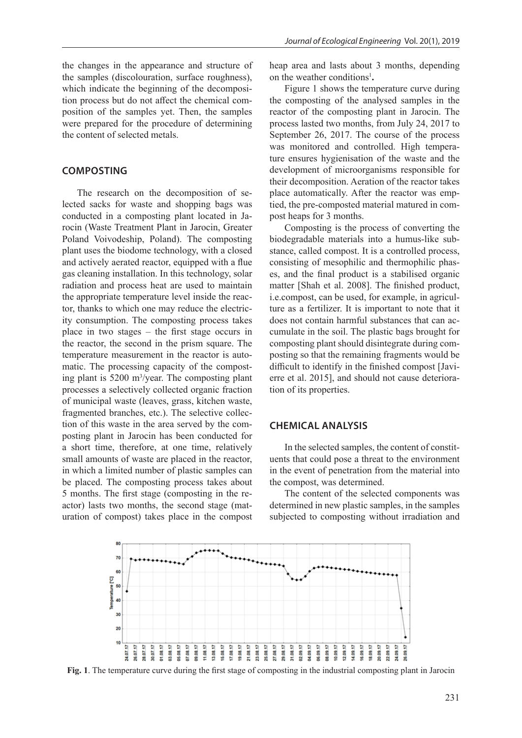the changes in the appearance and structure of the samples (discolouration, surface roughness), which indicate the beginning of the decomposition process but do not affect the chemical composition of the samples yet. Then, the samples were prepared for the procedure of determining the content of selected metals.

## COMPOSTING

The research on the decomposition of selected sacks for waste and shopping bags was conducted in a composting plant located in Jarocin (Waste Treatment Plant in Jarocin, Greater Poland Voivodeship, Poland). The composting plant uses the biodome technology, with a closed and actively aerated reactor, equipped with a flue gas cleaning installation. In this technology, solar radiation and process heat are used to maintain the appropriate temperature level inside the reactor, thanks to which one may reduce the electricity consumption. The composting process takes place in two stages – the first stage occurs in the reactor, the second in the prism square. The temperature measurement in the reactor is automatic. The processing capacity of the composting plant is 5200 $m^3$/year. The composting plant processes a selectively collected organic fraction of municipal waste (leaves, grass, kitchen waste, fragmented branches, etc.). The selective collection of this waste in the area served by the composting plant in Jarocin has been conducted for a short time, therefore, at one time, relatively small amounts of waste are placed in the reactor, in which a limited number of plastic samples can be placed. The composting process takes about 5 months. The first stage (composting in the reactor) lasts two months, the second stage (maturation of compost) takes place in the compost heap area and lasts about 3 months, depending on the weather conditions[1].

Figure 1 shows the temperature curve during the composting of the analysed samples in the reactor of the composting plant in Jarocin. The process lasted two months, from July 24, 2017 to September 26, 2017. The course of the process was monitored and controlled. High temperature ensures hygienisation of the waste and the development of microorganisms responsible for their decomposition. Aeration of the reactor takes place automatically. After the reactor was emptied, the pre-composted material matured in compost heaps for 3 months.

Composting is the process of converting the biodegradable materials into a humus-like substance, called compost. It is a controlled process, consisting of mesophilic and thermophilic phases, and the final product is a stabilised organic matter [Shah et al. 2008]. The finished product, i.e.compost, can be used, for example, in agriculture as a fertilizer. It is important to note that it does not contain harmful substances that can accumulate in the soil. The plastic bags brought for composting plant should disintegrate during composting so that the remaining fragments would be difficult to identify in the finished compost [Javierre et al. 2015], and should not cause deterioration of its properties.

## CHEMICAL ANALYSIS

In the selected samples, the content of constituents that could pose a threat to the environment in the event of penetration from the material into the compost, was determined.

The content of the selected components was determined in new plastic samples, in the samples subjected to composting without irradiation and

**Fig. 1**. The temperature curve during the first stage of composting in the industrial composting plant in Jarocin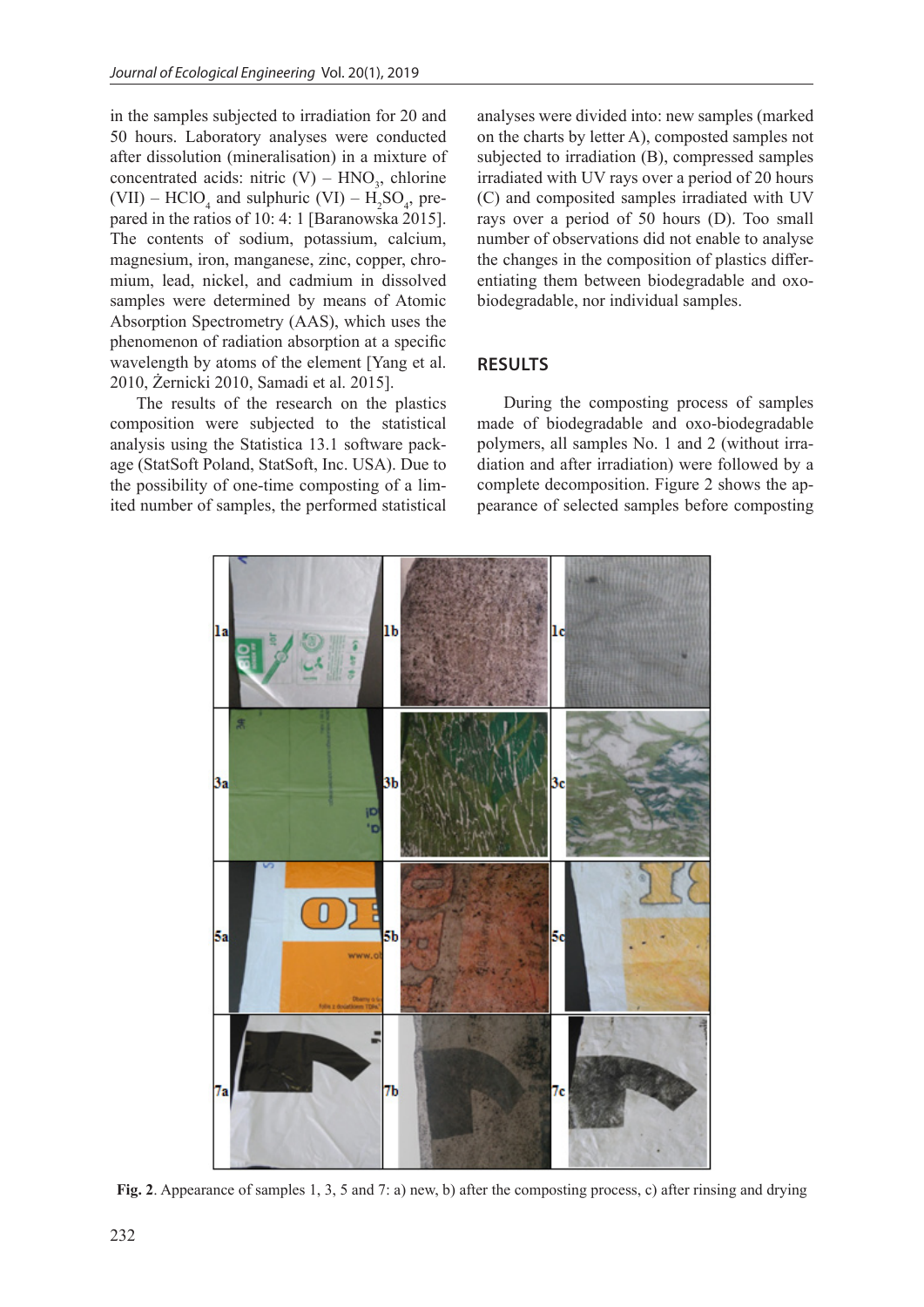in the samples subjected to irradiation for 20 and 50 hours. Laboratory analyses were conducted after dissolution (mineralisation) in a mixture of concentrated acids: nitric (V) – $HNO_3$, chlorine (VII) – $HClO_4$ and sulphuric (VI) – $H_2SO_4$, prepared in the ratios of 10: 4: 1 [Baranowska 2015]. The contents of sodium, potassium, calcium, magnesium, iron, manganese, zinc, copper, chromium, lead, nickel, and cadmium in dissolved samples were determined by means of Atomic Absorption Spectrometry (AAS), which uses the phenomenon of radiation absorption at a specific wavelength by atoms of the element [Yang et al. 2010, Żernicki 2010, Samadi et al. 2015].

The results of the research on the plastics composition were subjected to the statistical analysis using the Statistica 13.1 software package (StatSoft Poland, StatSoft, Inc. USA). Due to the possibility of one-time composting of a limited number of samples, the performed statistical analyses were divided into: new samples (marked on the charts by letter A), composted samples not subjected to irradiation (B), compressed samples irradiated with UV rays over a period of 20 hours (C) and composited samples irradiated with UV rays over a period of 50 hours (D). Too small number of observations did not enable to analyse the changes in the composition of plastics differentiating them between biodegradable and oxo-biodegradable, nor individual samples.

## RESULTS

During the composting process of samples made of biodegradable and oxo-biodegradable polymers, all samples No. 1 and 2 (without irradiation and after irradiation) were followed by a complete decomposition. Figure 2 shows the appearance of selected samples before composting

**Fig. 2**. Appearance of samples 1, 3, 5 and 7: a) new, b) after the composting process, c) after rinsing and drying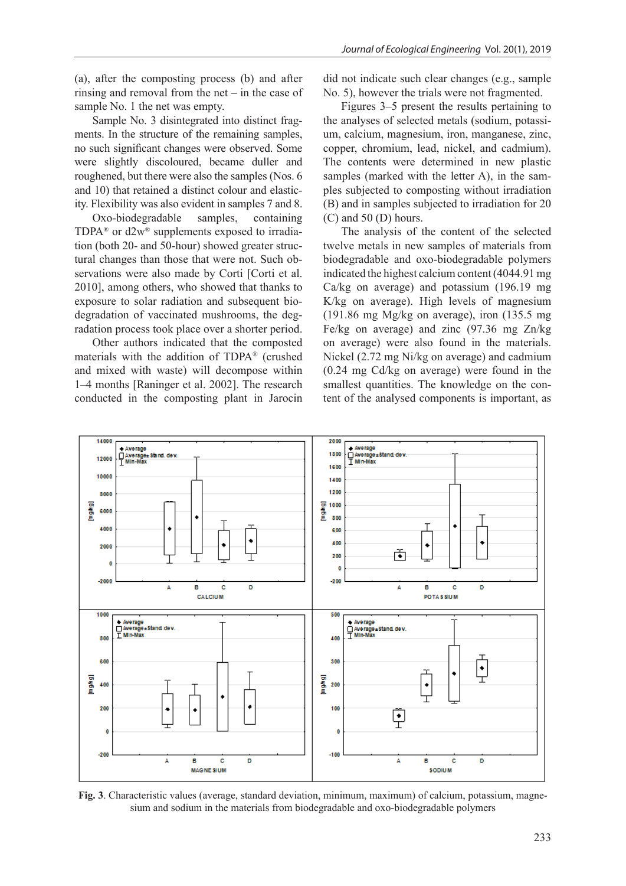(a), after the composting process (b) and after rinsing and removal from the net – in the case of sample No. 1 the net was empty.

Sample No. 3 disintegrated into distinct fragments. In the structure of the remaining samples, no such significant changes were observed. Some were slightly discoloured, became duller and roughened, but there were also the samples (Nos. 6 and 10) that retained a distinct colour and elasticity. Flexibility was also evident in samples 7 and 8.

Oxo-biodegradable samples, containing TDPA® or d2w® supplements exposed to irradiation (both 20- and 50-hour) showed greater structural changes than those that were not. Such observations were also made by Corti [Corti et al. 2010], among others, who showed that thanks to exposure to solar radiation and subsequent biodegradation of vaccinated mushrooms, the degradation process took place over a shorter period.

Other authors indicated that the composted materials with the addition of TDPA® (crushed and mixed with waste) will decompose within 1–4 months [Raninger et al. 2002]. The research conducted in the composting plant in Jarocin did not indicate such clear changes (e.g., sample No. 5), however the trials were not fragmented.

Figures 3–5 present the results pertaining to the analyses of selected metals (sodium, potassium, calcium, magnesium, iron, manganese, zinc, copper, chromium, lead, nickel, and cadmium). The contents were determined in new plastic samples (marked with the letter A), in the samples subjected to composting without irradiation (B) and in samples subjected to irradiation for 20 (C) and 50 (D) hours.

The analysis of the content of the selected twelve metals in new samples of materials from biodegradable and oxo-biodegradable polymers indicated the highest calcium content (4044.91 mg Ca/kg on average) and potassium (196.19 mg K/kg on average). High levels of magnesium (191.86 mg Mg/kg on average), iron (135.5 mg Fe/kg on average) and zinc (97.36 mg Zn/kg on average) were also found in the materials. Nickel (2.72 mg Ni/kg on average) and cadmium (0.24 mg Cd/kg on average) were found in the smallest quantities. The knowledge on the content of the analysed components is important, as

**Fig. 3**. Characteristic values (average, standard deviation, minimum, maximum) of calcium, potassium, magnesium and sodium in the materials from biodegradable and oxo-biodegradable polymers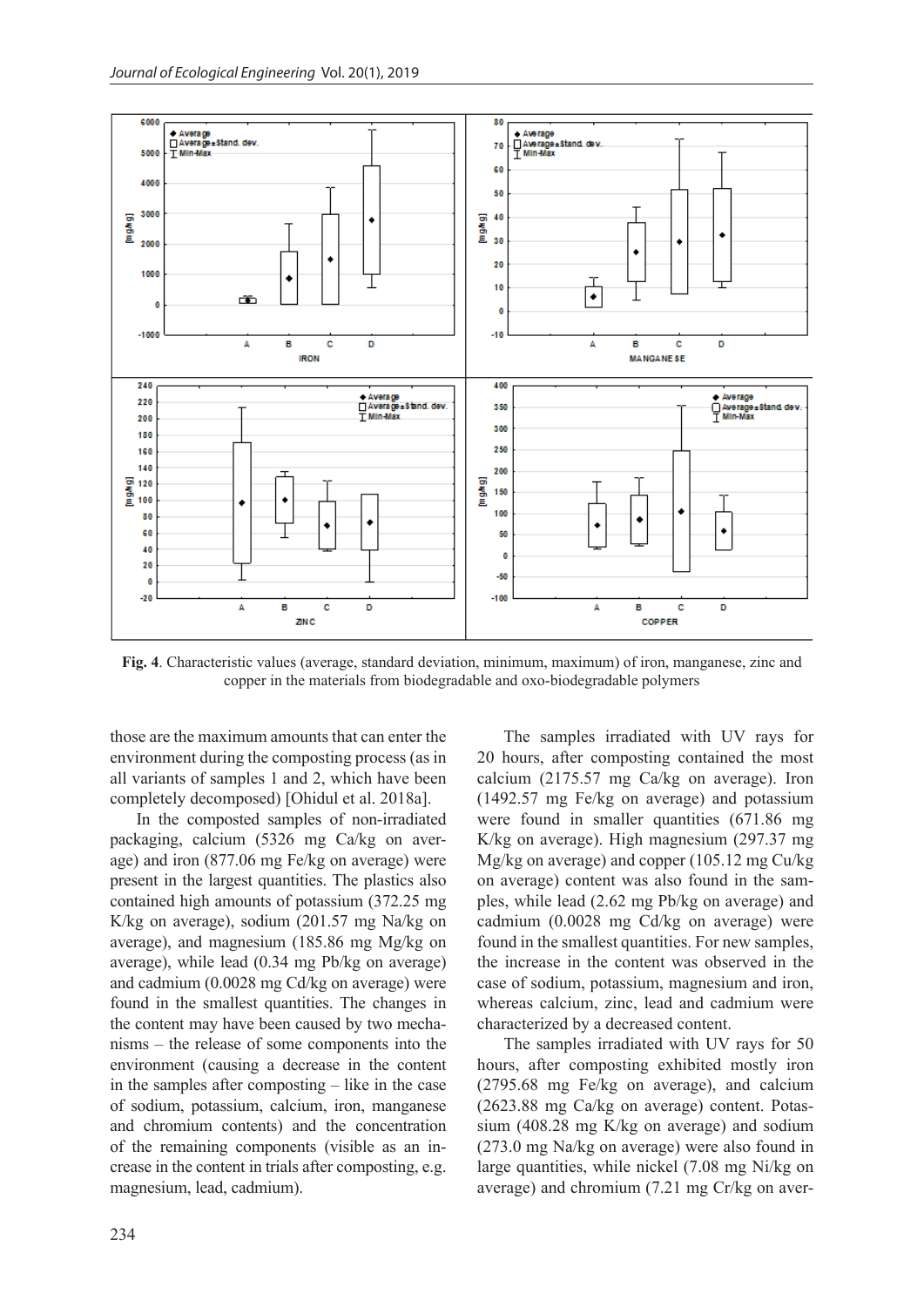**Fig. 4**. Characteristic values (average, standard deviation, minimum, maximum) of iron, manganese, zinc and copper in the materials from biodegradable and oxo-biodegradable polymers

those are the maximum amounts that can enter the environment during the composting process (as in all variants of samples 1 and 2, which have been completely decomposed) [Ohidul et al. 2018a].

In the composted samples of non-irradiated packaging, calcium (5326 mg Ca/kg on average) and iron (877.06 mg Fe/kg on average) were present in the largest quantities. The plastics also contained high amounts of potassium (372.25 mg K/kg on average), sodium (201.57 mg Na/kg on average), and magnesium (185.86 mg Mg/kg on average), while lead (0.34 mg Pb/kg on average) and cadmium (0.0028 mg Cd/kg on average) were found in the smallest quantities. The changes in the content may have been caused by two mechanisms – the release of some components into the environment (causing a decrease in the content in the samples after composting – like in the case of sodium, potassium, calcium, iron, manganese and chromium contents) and the concentration of the remaining components (visible as an increase in the content in trials after composting, e.g. magnesium, lead, cadmium).

The samples irradiated with UV rays for 20 hours, after composting contained the most calcium (2175.57 mg Ca/kg on average). Iron (1492.57 mg Fe/kg on average) and potassium were found in smaller quantities (671.86 mg K/kg on average). High magnesium (297.37 mg Mg/kg on average) and copper (105.12 mg Cu/kg on average) content was also found in the samples, while lead (2.62 mg Pb/kg on average) and cadmium (0.0028 mg Cd/kg on average) were found in the smallest quantities. For new samples, the increase in the content was observed in the case of sodium, potassium, magnesium and iron, whereas calcium, zinc, lead and cadmium were characterized by a decreased content.

The samples irradiated with UV rays for 50 hours, after composting exhibited mostly iron (2795.68 mg Fe/kg on average), and calcium (2623.88 mg Ca/kg on average) content. Potassium (408.28 mg K/kg on average) and sodium (273.0 mg Na/kg on average) were also found in large quantities, while nickel (7.08 mg Ni/kg on average) and chromium (7.21 mg Cr/kg on aver-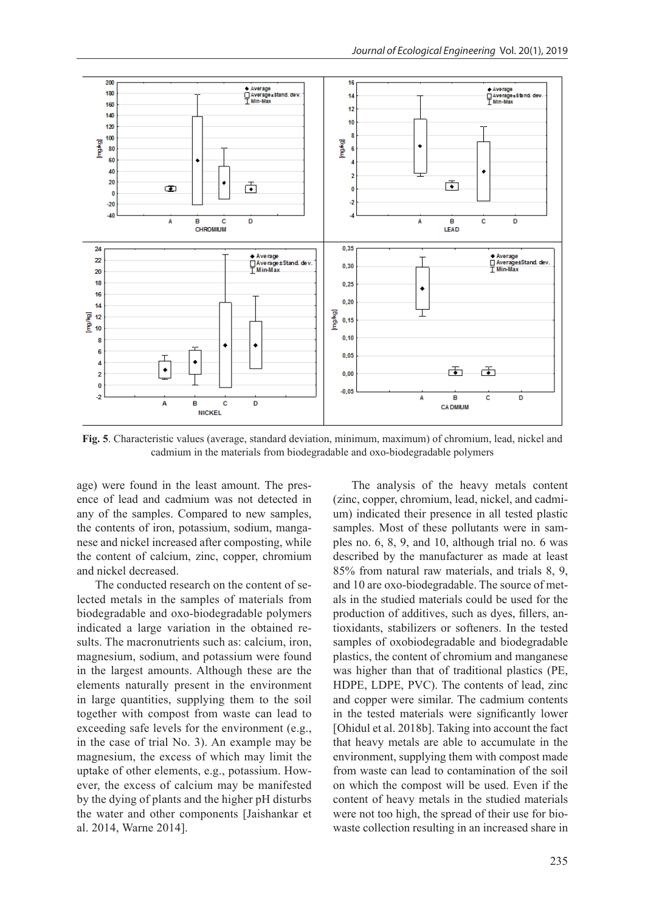**Fig. 5**. Characteristic values (average, standard deviation, minimum, maximum) of chromium, lead, nickel and cadmium in the materials from biodegradable and oxo-biodegradable polymers

age) were found in the least amount. The presence of lead and cadmium was not detected in any of the samples. Compared to new samples, the contents of iron, potassium, sodium, manganese and nickel increased after composting, while the content of calcium, zinc, copper, chromium and nickel decreased.

The conducted research on the content of selected metals in the samples of materials from biodegradable and oxo-biodegradable polymers indicated a large variation in the obtained results. The macronutrients such as: calcium, iron, magnesium, sodium, and potassium were found in the largest amounts. Although these are the elements naturally present in the environment in large quantities, supplying them to the soil together with compost from waste can lead to exceeding safe levels for the environment (e.g., in the case of trial No. 3). An example may be magnesium, the excess of which may limit the uptake of other elements, e.g., potassium. However, the excess of calcium may be manifested by the dying of plants and the higher pH disturbs the water and other components [Jaishankar et al. 2014, Warne 2014].

The analysis of the heavy metals content (zinc, copper, chromium, lead, nickel, and cadmium) indicated their presence in all tested plastic samples. Most of these pollutants were in samples no. 6, 8, 9, and 10, although trial no. 6 was described by the manufacturer as made at least 85% from natural raw materials, and trials 8, 9, and 10 are oxo-biodegradable. The source of metals in the studied materials could be used for the production of additives, such as dyes, fillers, antioxidants, stabilizers or softeners. In the tested samples of oxobiodegradable and biodegradable plastics, the content of chromium and manganese was higher than that of traditional plastics (PE, HDPE, LDPE, PVC). The contents of lead, zinc and copper were similar. The cadmium contents in the tested materials were significantly lower [Ohidul et al. 2018b]. Taking into account the fact that heavy metals are able to accumulate in the environment, supplying them with compost made from waste can lead to contamination of the soil on which the compost will be used. Even if the content of heavy metals in the studied materials were not too high, the spread of their use for biowaste collection resulting in an increased share in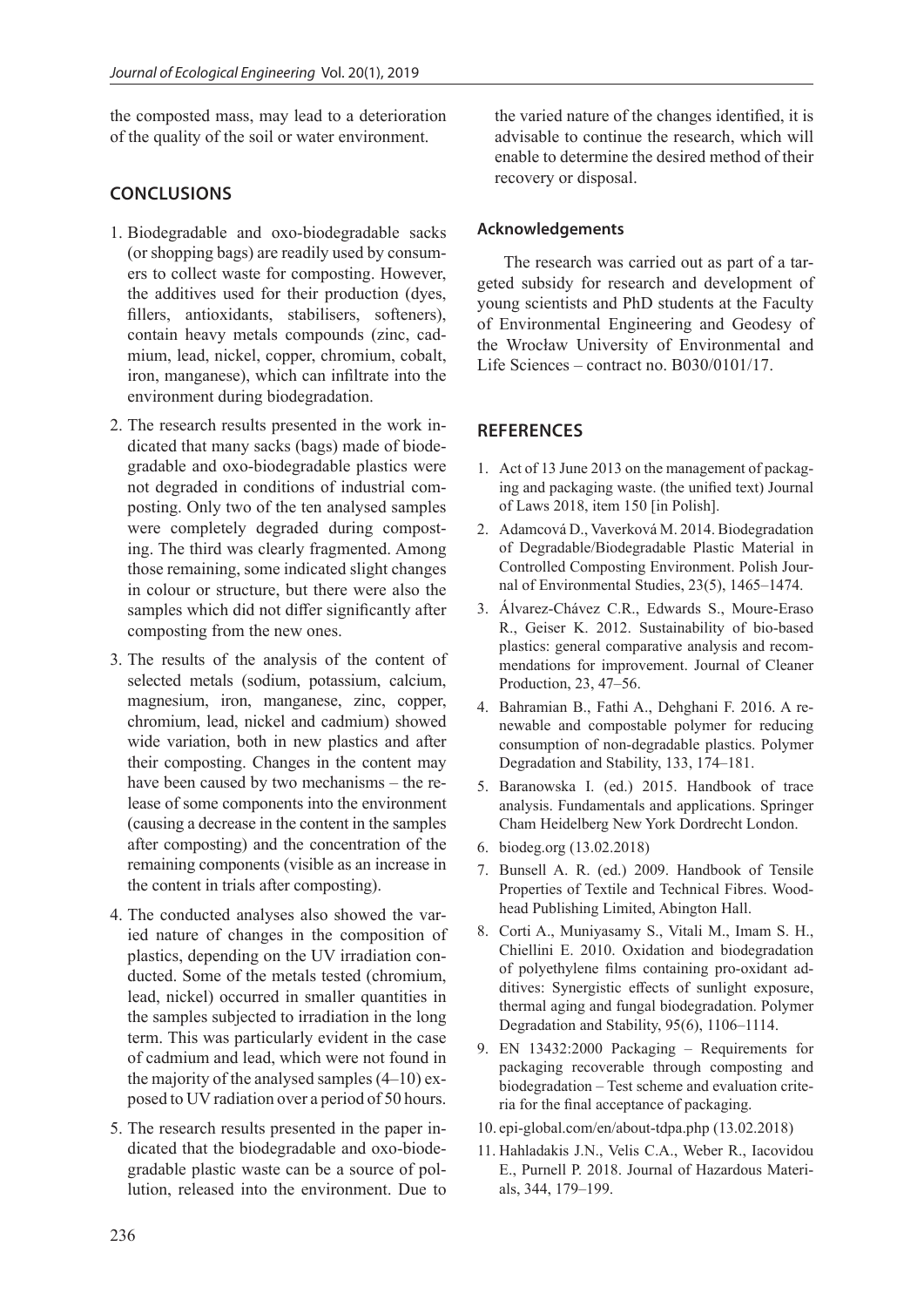the composted mass, may lead to a deterioration of the quality of the soil or water environment.

## CONCLUSIONS

1. Biodegradable and oxo-biodegradable sacks (or shopping bags) are readily used by consumers to collect waste for composting. However, the additives used for their production (dyes, fillers, antioxidants, stabilisers, softeners), contain heavy metals compounds (zinc, cadmium, lead, nickel, copper, chromium, cobalt, iron, manganese), which can infiltrate into the environment during biodegradation.
2. The research results presented in the work indicated that many sacks (bags) made of biodegradable and oxo-biodegradable plastics were not degraded in conditions of industrial composting. Only two of the ten analysed samples were completely degraded during composting. The third was clearly fragmented. Among those remaining, some indicated slight changes in colour or structure, but there were also the samples which did not differ significantly after composting from the new ones.
3. The results of the analysis of the content of selected metals (sodium, potassium, calcium, magnesium, iron, manganese, zinc, copper, chromium, lead, nickel and cadmium) showed wide variation, both in new plastics and after their composting. Changes in the content may have been caused by two mechanisms – the release of some components into the environment (causing a decrease in the content in the samples after composting) and the concentration of the remaining components (visible as an increase in the content in trials after composting).
4. The conducted analyses also showed the varied nature of changes in the composition of plastics, depending on the UV irradiation conducted. Some of the metals tested (chromium, lead, nickel) occurred in smaller quantities in the samples subjected to irradiation in the long term. This was particularly evident in the case of cadmium and lead, which were not found in the majority of the analysed samples (4–10) exposed to UV radiation over a period of 50 hours.
5. The research results presented in the paper indicated that the biodegradable and oxo-biodegradable plastic waste can be a source of pollution, released into the environment. Due to the varied nature of the changes identified, it is advisable to continue the research, which will enable to determine the desired method of their recovery or disposal.

### Acknowledgements

The research was carried out as part of a targeted subsidy for research and development of young scientists and PhD students at the Faculty of Environmental Engineering and Geodesy of the Wrocław University of Environmental and Life Sciences – contract no. B030/0101/17.

## REFERENCES

1. Act of 13 June 2013 on the management of packaging and packaging waste. (the unified text) Journal of Laws 2018, item 150 [in Polish].
2. Adamcová D., Vaverková M. 2014. Biodegradation of Degradable/Biodegradable Plastic Material in Controlled Composting Environment. Polish Journal of Environmental Studies, 23(5), 1465–1474.
3. Álvarez-Chávez C.R., Edwards S., Moure-Eraso R., Geiser K. 2012. Sustainability of bio-based plastics: general comparative analysis and recommendations for improvement. Journal of Cleaner Production, 23, 47–56.
4. Bahramian B., Fathi A., Dehghani F. 2016. A renewable and compostable polymer for reducing consumption of non-degradable plastics. Polymer Degradation and Stability, 133, 174–181.
5. Baranowska I. (ed.) 2015. Handbook of trace analysis. Fundamentals and applications. Springer Cham Heidelberg New York Dordrecht London.
6. biodeg.org (13.02.2018)
7. Bunsell A. R. (ed.) 2009. Handbook of Tensile Properties of Textile and Technical Fibres. Woodhead Publishing Limited, Abington Hall.
8. Corti A., Muniyasamy S., Vitali M., Imam S. H., Chiellini E. 2010. Oxidation and biodegradation of polyethylene films containing pro-oxidant additives: Synergistic effects of sunlight exposure, thermal aging and fungal biodegradation. Polymer Degradation and Stability, 95(6), 1106–1114.
9. EN 13432:2000 Packaging – Requirements for packaging recoverable through composting and biodegradation – Test scheme and evaluation criteria for the final acceptance of packaging.
10. epi-global.com/en/about-tdpa.php (13.02.2018)
11. Hahladakis J.N., Velis C.A., Weber R., Iacovidou E., Purnell P. 2018. Journal of Hazardous Materials, 344, 179–199.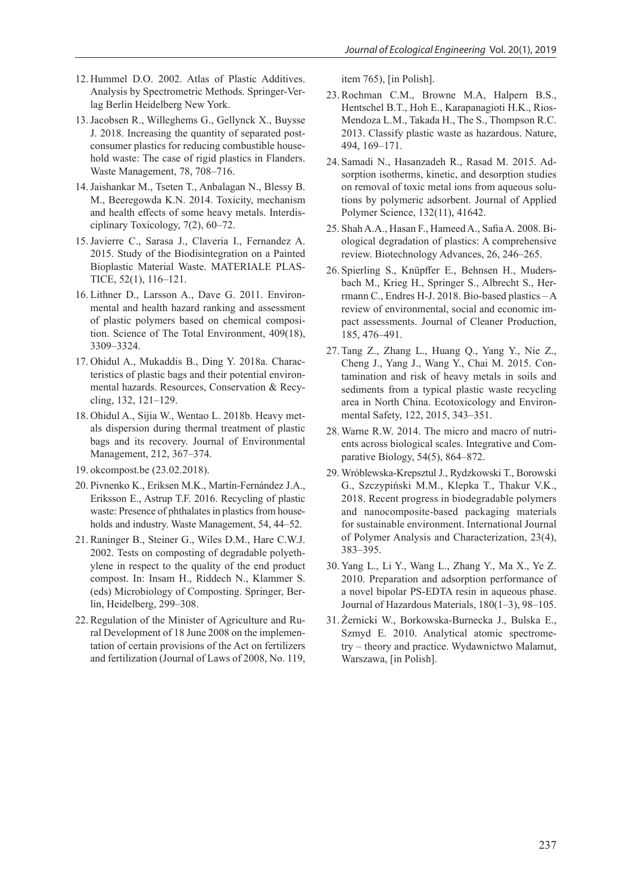12. Hummel D.O. 2002. Atlas of Plastic Additives. Analysis by Spectrometric Methods. Springer-Verlag Berlin Heidelberg New York.
13. Jacobsen R., Willeghems G., Gellynck X., Buysse J. 2018. Increasing the quantity of separated post-consumer plastics for reducing combustible household waste: The case of rigid plastics in Flanders. Waste Management, 78, 708–716.
14. Jaishankar M., Tseten T., Anbalagan N., Blessy B. M., Beeregowda K.N. 2014. Toxicity, mechanism and health effects of some heavy metals. Interdisciplinary Toxicology, 7(2), 60–72.
15. Javierre C., Sarasa J., Claveria I., Fernandez A. 2015. Study of the Biodisintegration on a Painted Bioplastic Material Waste. MATERIALE PLASTICE, 52(1), 116–121.
16. Lithner D., Larsson A., Dave G. 2011. Environmental and health hazard ranking and assessment of plastic polymers based on chemical composition. Science of The Total Environment, 409(18), 3309–3324.
17. Ohidul A., Mukaddis B., Ding Y. 2018a. Characteristics of plastic bags and their potential environmental hazards. Resources, Conservation & Recycling, 132, 121–129.
18. Ohidul A., Sijia W., Wentao L. 2018b. Heavy metals dispersion during thermal treatment of plastic bags and its recovery. Journal of Environmental Management, 212, 367–374.
19. okcompost.be (23.02.2018).
20. Pivnenko K., Eriksen M.K., Martín-Fernández J.A., Eriksson E., Astrup T.F. 2016. Recycling of plastic waste: Presence of phthalates in plastics from households and industry. Waste Management, 54, 44–52.
21. Raninger B., Steiner G., Wiles D.M., Hare C.W.J. 2002. Tests on composting of degradable polyethylene in respect to the quality of the end product compost. In: Insam H., Riddech N., Klammer S. (eds) Microbiology of Composting. Springer, Berlin, Heidelberg, 299–308.
22. Regulation of the Minister of Agriculture and Rural Development of 18 June 2008 on the implementation of certain provisions of the Act on fertilizers and fertilization (Journal of Laws of 2008, No. 119, item 765), [in Polish].
23. Rochman C.M., Browne M.A, Halpern B.S., Hentschel B.T., Hoh E., Karapanagioti H.K., Rios-Mendoza L.M., Takada H., The S., Thompson R.C. 2013. Classify plastic waste as hazardous. Nature, 494, 169–171.
24. Samadi N., Hasanzadeh R., Rasad M. 2015. Adsorption isotherms, kinetic, and desorption studies on removal of toxic metal ions from aqueous solutions by polymeric adsorbent. Journal of Applied Polymer Science, 132(11), 41642.
25. Shah A.A., Hasan F., Hameed A., Safia A. 2008. Biological degradation of plastics: A comprehensive review. Biotechnology Advances, 26, 246–265.
26. Spierling S., Knüpffer E., Behnsen H., Mudersbach M., Krieg H., Springer S., Albrecht S., Herrmann C., Endres H-J. 2018. Bio-based plastics – A review of environmental, social and economic impact assessments. Journal of Cleaner Production, 185, 476–491.
27. Tang Z., Zhang L., Huang Q., Yang Y., Nie Z., Cheng J., Yang J., Wang Y., Chai M. 2015. Contamination and risk of heavy metals in soils and sediments from a typical plastic waste recycling area in North China. Ecotoxicology and Environmental Safety, 122, 2015, 343–351.
28. Warne R.W. 2014. The micro and macro of nutrients across biological scales. Integrative and Comparative Biology, 54(5), 864–872.
29. Wróblewska-Krepsztul J., Rydzkowski T., Borowski G., Szczypiński M.M., Klepka T., Thakur V.K., 2018. Recent progress in biodegradable polymers and nanocomposite-based packaging materials for sustainable environment. International Journal of Polymer Analysis and Characterization, 23(4), 383–395.
30. Yang L., Li Y., Wang L., Zhang Y., Ma X., Ye Z. 2010. Preparation and adsorption performance of a novel bipolar PS-EDTA resin in aqueous phase. Journal of Hazardous Materials, 180(1–3), 98–105.
31. Żernicki W., Borkowska-Burnecka J., Bulska E., Szmyd E. 2010. Analytical atomic spectrometry – theory and practice. Wydawnictwo Malamut, Warszawa, [in Polish].